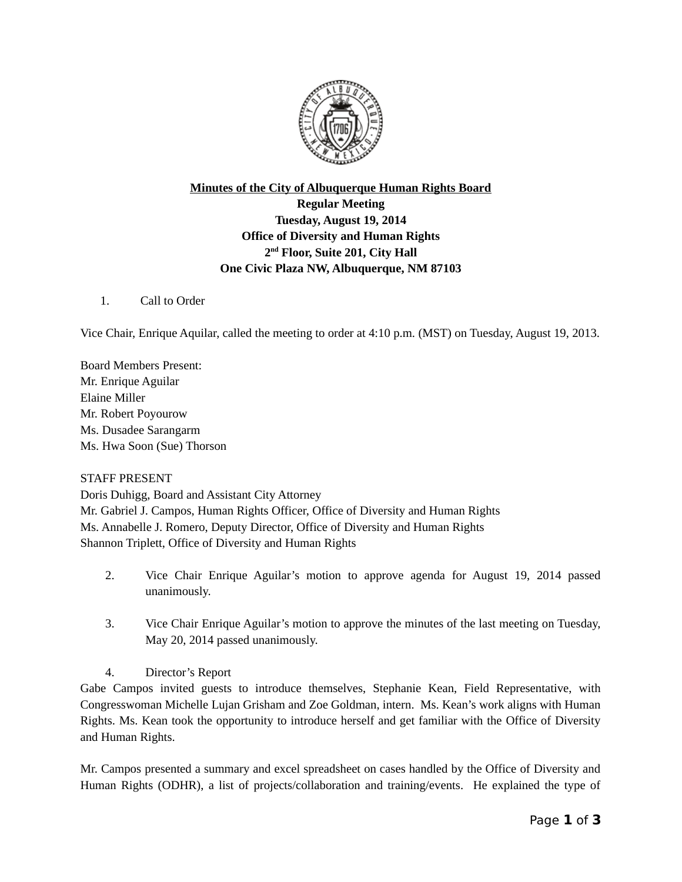**Minutes of the City of Albuquerque Human Rights Board**
**Regular Meeting**
**Tuesday, August 19, 2014**
**Office of Diversity and Human Rights**
**2nd Floor, Suite 201, City Hall**
**One Civic Plaza NW, Albuquerque, NM 87103**

1. Call to Order

Vice Chair, Enrique Aquilar, called the meeting to order at 4:10 p.m. (MST) on Tuesday, August 19, 2013.

Board Members Present:
Mr. Enrique Aguilar
Elaine Miller
Mr. Robert Poyourow
Ms. Dusadee Sarangarm
Ms. Hwa Soon (Sue) Thorson

STAFF PRESENT
Doris Duhigg, Board and Assistant City Attorney
Mr. Gabriel J. Campos, Human Rights Officer, Office of Diversity and Human Rights
Ms. Annabelle J. Romero, Deputy Director, Office of Diversity and Human Rights
Shannon Triplett, Office of Diversity and Human Rights

2. Vice Chair Enrique Aguilar's motion to approve agenda for August 19, 2014 passed unanimously.

3. Vice Chair Enrique Aguilar's motion to approve the minutes of the last meeting on Tuesday, May 20, 2014 passed unanimously.

4. Director's Report

Gabe Campos invited guests to introduce themselves, Stephanie Kean, Field Representative, with Congresswoman Michelle Lujan Grisham and Zoe Goldman, intern. Ms. Kean's work aligns with Human Rights. Ms. Kean took the opportunity to introduce herself and get familiar with the Office of Diversity and Human Rights.

Mr. Campos presented a summary and excel spreadsheet on cases handled by the Office of Diversity and Human Rights (ODHR), a list of projects/collaboration and training/events. He explained the type of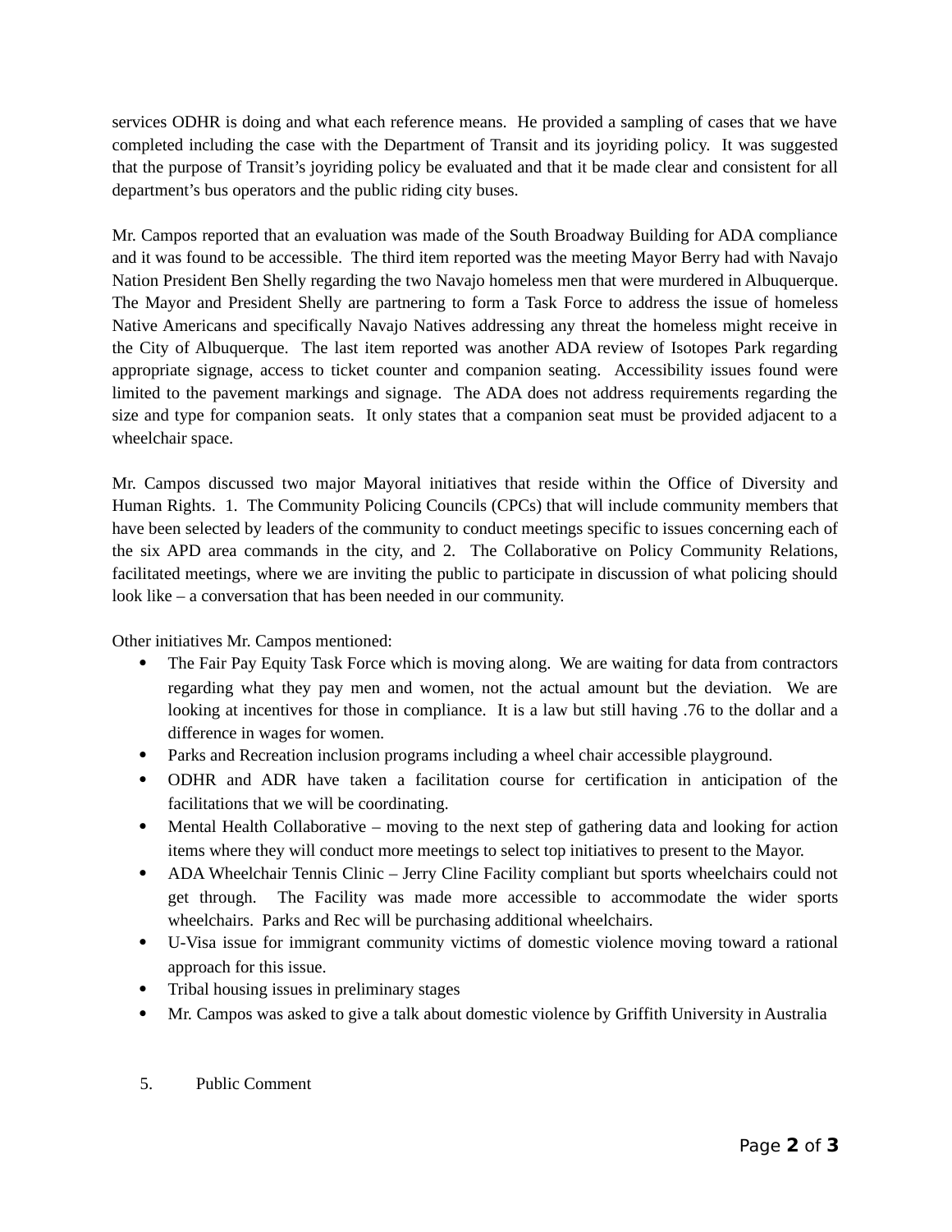services ODHR is doing and what each reference means. He provided a sampling of cases that we have completed including the case with the Department of Transit and its joyriding policy. It was suggested that the purpose of Transit's joyriding policy be evaluated and that it be made clear and consistent for all department's bus operators and the public riding city buses.

Mr. Campos reported that an evaluation was made of the South Broadway Building for ADA compliance and it was found to be accessible. The third item reported was the meeting Mayor Berry had with Navajo Nation President Ben Shelly regarding the two Navajo homeless men that were murdered in Albuquerque. The Mayor and President Shelly are partnering to form a Task Force to address the issue of homeless Native Americans and specifically Navajo Natives addressing any threat the homeless might receive in the City of Albuquerque. The last item reported was another ADA review of Isotopes Park regarding appropriate signage, access to ticket counter and companion seating. Accessibility issues found were limited to the pavement markings and signage. The ADA does not address requirements regarding the size and type for companion seats. It only states that a companion seat must be provided adjacent to a wheelchair space.

Mr. Campos discussed two major Mayoral initiatives that reside within the Office of Diversity and Human Rights. 1. The Community Policing Councils (CPCs) that will include community members that have been selected by leaders of the community to conduct meetings specific to issues concerning each of the six APD area commands in the city, and 2. The Collaborative on Policy Community Relations, facilitated meetings, where we are inviting the public to participate in discussion of what policing should look like – a conversation that has been needed in our community.

Other initiatives Mr. Campos mentioned:

- The Fair Pay Equity Task Force which is moving along. We are waiting for data from contractors regarding what they pay men and women, not the actual amount but the deviation. We are looking at incentives for those in compliance. It is a law but still having .76 to the dollar and a difference in wages for women.
- Parks and Recreation inclusion programs including a wheel chair accessible playground.
- ODHR and ADR have taken a facilitation course for certification in anticipation of the facilitations that we will be coordinating.
- Mental Health Collaborative – moving to the next step of gathering data and looking for action items where they will conduct more meetings to select top initiatives to present to the Mayor.
- ADA Wheelchair Tennis Clinic – Jerry Cline Facility compliant but sports wheelchairs could not get through. The Facility was made more accessible to accommodate the wider sports wheelchairs. Parks and Rec will be purchasing additional wheelchairs.
- U-Visa issue for immigrant community victims of domestic violence moving toward a rational approach for this issue.
- Tribal housing issues in preliminary stages
- Mr. Campos was asked to give a talk about domestic violence by Griffith University in Australia

5. Public Comment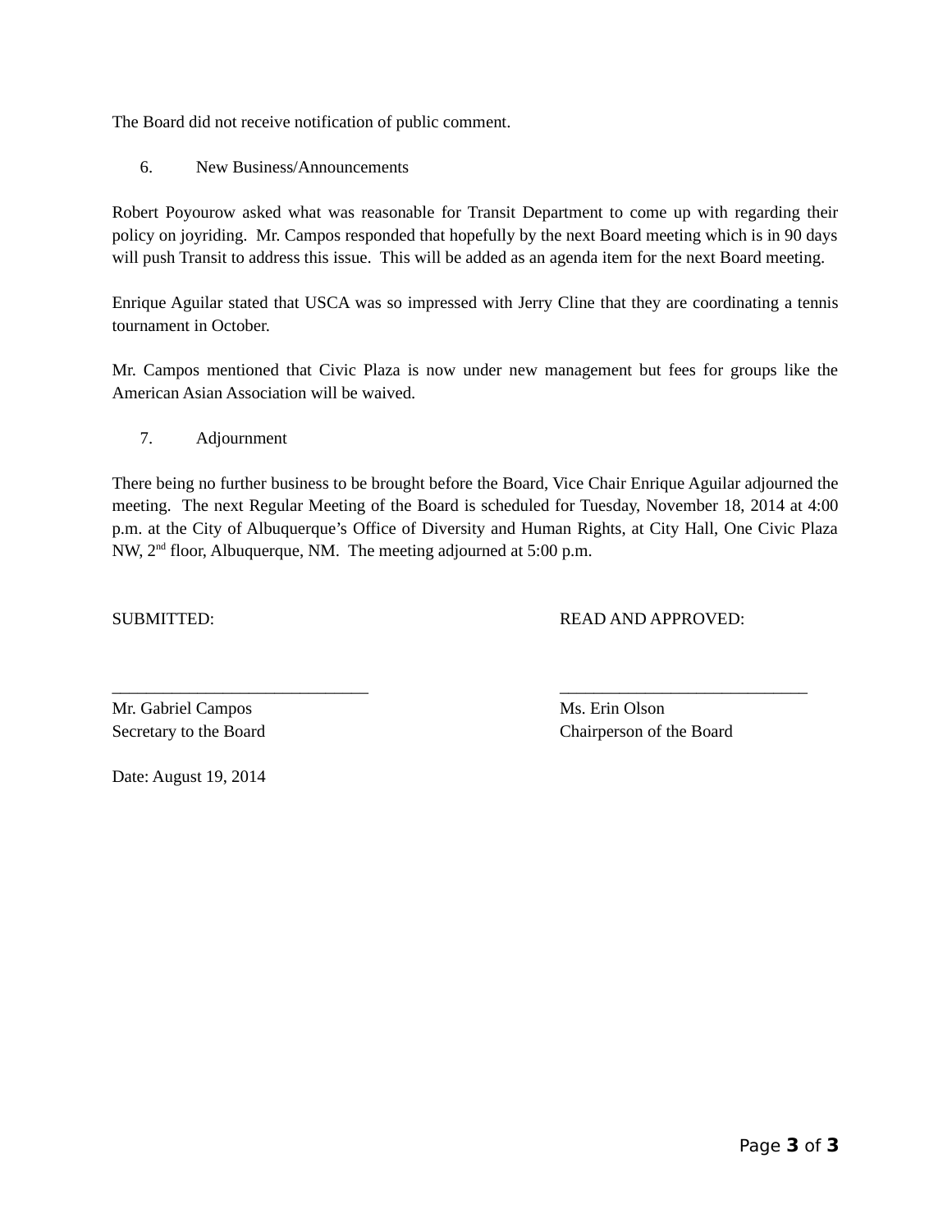The Board did not receive notification of public comment.

6. New Business/Announcements

Robert Poyourow asked what was reasonable for Transit Department to come up with regarding their policy on joyriding. Mr. Campos responded that hopefully by the next Board meeting which is in 90 days will push Transit to address this issue. This will be added as an agenda item for the next Board meeting.

Enrique Aguilar stated that USCA was so impressed with Jerry Cline that they are coordinating a tennis tournament in October.

Mr. Campos mentioned that Civic Plaza is now under new management but fees for groups like the American Asian Association will be waived.

7. Adjournment

There being no further business to be brought before the Board, Vice Chair Enrique Aguilar adjourned the meeting. The next Regular Meeting of the Board is scheduled for Tuesday, November 18, 2014 at 4:00 p.m. at the City of Albuquerque's Office of Diversity and Human Rights, at City Hall, One Civic Plaza NW, 2nd floor, Albuquerque, NM. The meeting adjourned at 5:00 p.m.

SUBMITTED:

______________________________

Mr. Gabriel Campos
Secretary to the Board

READ AND APPROVED:

______________________________

Ms. Erin Olson
Chairperson of the Board

Date: August 19, 2014